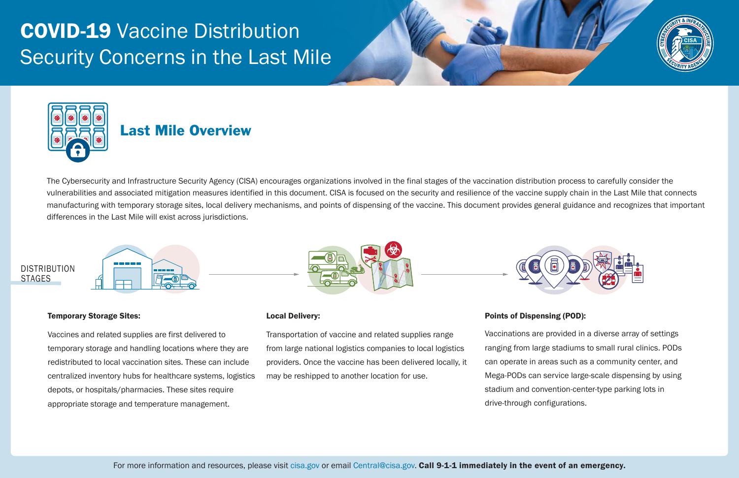# **COVID-19** Vaccine Distribution Security Concerns in the Last Mile

## Last Mile Overview

The Cybersecurity and Infrastructure Security Agency (CISA) encourages organizations involved in the final stages of the vaccination distribution process to carefully consider the vulnerabilities and associated mitigation measures identified in this document. CISA is focused on the security and resilience of the vaccine supply chain in the Last Mile that connects manufacturing with temporary storage sites, local delivery mechanisms, and points of dispensing of the vaccine. This document provides general guidance and recognizes that important differences in the Last Mile will exist across jurisdictions.

DISTRIBUTION STAGES

**Temporary Storage Sites:**

Vaccines and related supplies are first delivered to temporary storage and handling locations where they are redistributed to local vaccination sites. These can include centralized inventory hubs for healthcare systems, logistics depots, or hospitals/pharmacies. These sites require appropriate storage and temperature management.

**Local Delivery:**

Transportation of vaccine and related supplies range from large national logistics companies to local logistics providers. Once the vaccine has been delivered locally, it may be reshipped to another location for use.

**Points of Dispensing (POD):**

Vaccinations are provided in a diverse array of settings ranging from large stadiums to small rural clinics. PODs can operate in areas such as a community center, and Mega-PODs can service large-scale dispensing by using stadium and convention-center-type parking lots in drive-through configurations.

For more information and resources, please visit cisa.gov or email Central@cisa.gov. **Call 9-1-1 immediately in the event of an emergency.**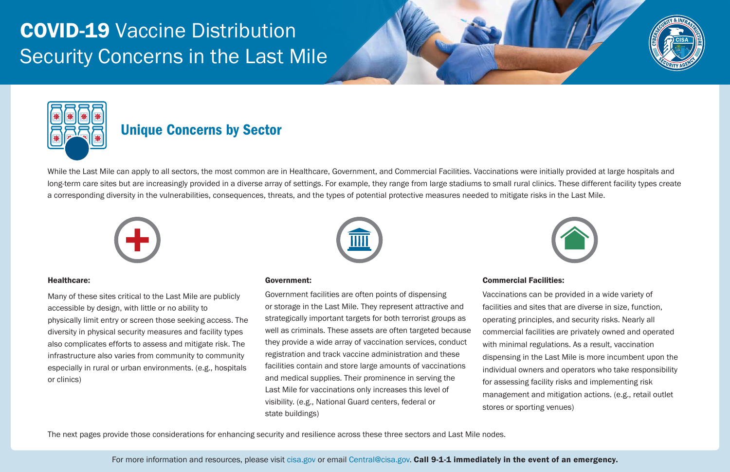# **COVID-19** Vaccine Distribution Security Concerns in the Last Mile

## Unique Concerns by Sector

While the Last Mile can apply to all sectors, the most common are in Healthcare, Government, and Commercial Facilities. Vaccinations were initially provided at large hospitals and long-term care sites but are increasingly provided in a diverse array of settings. For example, they range from large stadiums to small rural clinics. These different facility types create a corresponding diversity in the vulnerabilities, consequences, threats, and the types of potential protective measures needed to mitigate risks in the Last Mile.

**Healthcare:**

Many of these sites critical to the Last Mile are publicly accessible by design, with little or no ability to physically limit entry or screen those seeking access. The diversity in physical security measures and facility types also complicates efforts to assess and mitigate risk. The infrastructure also varies from community to community especially in rural or urban environments. (e.g., hospitals or clinics)

**Government:**

Government facilities are often points of dispensing or storage in the Last Mile. They represent attractive and strategically important targets for both terrorist groups as well as criminals. These assets are often targeted because they provide a wide array of vaccination services, conduct registration and track vaccine administration and these facilities contain and store large amounts of vaccinations and medical supplies. Their prominence in serving the Last Mile for vaccinations only increases this level of visibility. (e.g., National Guard centers, federal or state buildings)

**Commercial Facilities:**

Vaccinations can be provided in a wide variety of facilities and sites that are diverse in size, function, operating principles, and security risks. Nearly all commercial facilities are privately owned and operated with minimal regulations. As a result, vaccination dispensing in the Last Mile is more incumbent upon the individual owners and operators who take responsibility for assessing facility risks and implementing risk management and mitigation actions. (e.g., retail outlet stores or sporting venues)

The next pages provide those considerations for enhancing security and resilience across these three sectors and Last Mile nodes.

For more information and resources, please visit cisa.gov or email Central@cisa.gov. **Call 9-1-1 immediately in the event of an emergency.**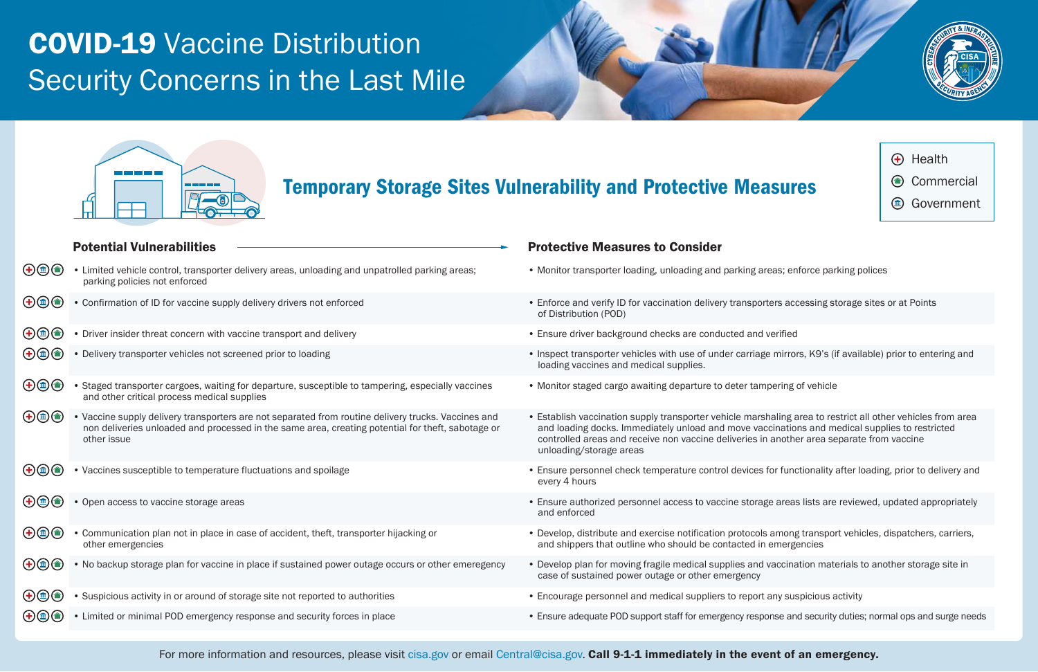# **COVID-19** Vaccine Distribution Security Concerns in the Last Mile

## Temporary Storage Sites Vulnerability and Protective Measures

Legend: Health | Commercial | Government

| Potential Vulnerabilities | Protective Measures to Consider |
|---|---|
| • Limited vehicle control, transporter delivery areas, unloading and unpatrolled parking areas; parking policies not enforced | • Monitor transporter loading, unloading and parking areas; enforce parking polices |
| • Confirmation of ID for vaccine supply delivery drivers not enforced | • Enforce and verify ID for vaccination delivery transporters accessing storage sites or at Points of Distribution (POD) |
| • Driver insider threat concern with vaccine transport and delivery | • Ensure driver background checks are conducted and verified |
| • Delivery transporter vehicles not screened prior to loading | • Inspect transporter vehicles with use of under carriage mirrors, K9's (if available) prior to entering and loading vaccines and medical supplies. |
| • Staged transporter cargoes, waiting for departure, susceptible to tampering, especially vaccines and other critical process medical supplies | • Monitor staged cargo awaiting departure to deter tampering of vehicle |
| • Vaccine supply delivery transporters are not separated from routine delivery trucks. Vaccines and non deliveries unloaded and processed in the same area, creating potential for theft, sabotage or other issue | • Establish vaccination supply transporter vehicle marshaling area to restrict all other vehicles from area and loading docks. Immediately unload and move vaccinations and medical supplies to restricted controlled areas and receive non vaccine deliveries in another area separate from vaccine unloading/storage areas |
| • Vaccines susceptible to temperature fluctuations and spoilage | • Ensure personnel check temperature control devices for functionality after loading, prior to delivery and every 4 hours |
| • Open access to vaccine storage areas | • Ensure authorized personnel access to vaccine storage areas lists are reviewed, updated appropriately and enforced |
| • Communication plan not in place in case of accident, theft, transporter hijacking or other emergencies | • Develop, distribute and exercise notification protocols among transport vehicles, dispatchers, carriers, and shippers that outline who should be contacted in emergencies |
| • No backup storage plan for vaccine in place if sustained power outage occurs or other emeregency | • Develop plan for moving fragile medical supplies and vaccination materials to another storage site in case of sustained power outage or other emergency |
| • Suspicious activity in or around of storage site not reported to authorities | • Encourage personnel and medical suppliers to report any suspicious activity |
| • Limited or minimal POD emergency response and security forces in place | • Ensure adequate POD support staff for emergency response and security duties; normal ops and surge needs |

For more information and resources, please visit cisa.gov or email Central@cisa.gov. **Call 9-1-1 immediately in the event of an emergency.**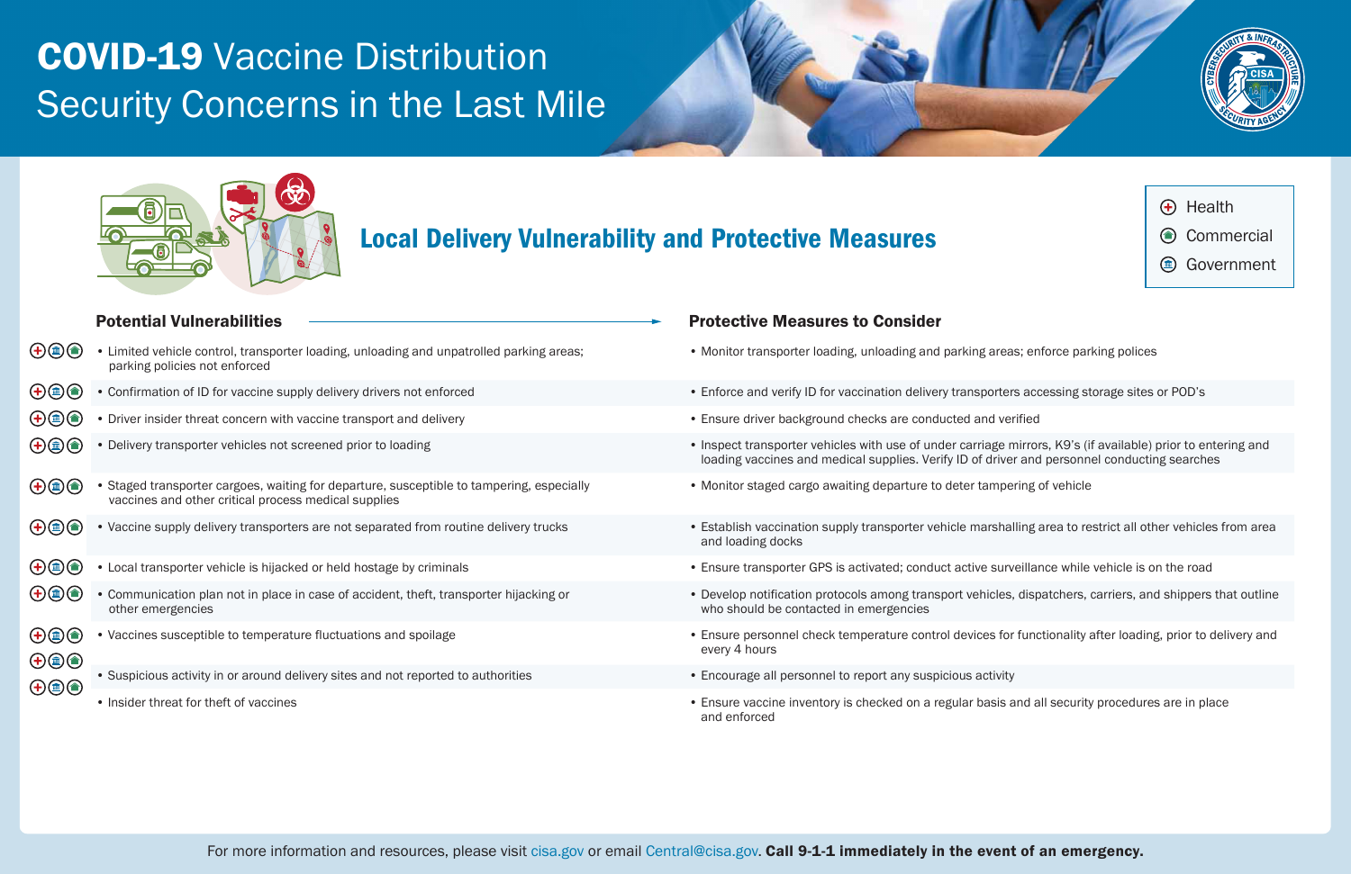# **COVID-19** Vaccine Distribution Security Concerns in the Last Mile

## Local Delivery Vulnerability and Protective Measures

Legend: Health | Commercial | Government

| Potential Vulnerabilities | Protective Measures to Consider |
|---|---|
| Limited vehicle control, transporter loading, unloading and unpatrolled parking areas; parking policies not enforced | Monitor transporter loading, unloading and parking areas; enforce parking polices |
| Confirmation of ID for vaccine supply delivery drivers not enforced | Enforce and verify ID for vaccination delivery transporters accessing storage sites or POD's |
| Driver insider threat concern with vaccine transport and delivery | Ensure driver background checks are conducted and verified |
| Delivery transporter vehicles not screened prior to loading | Inspect transporter vehicles with use of under carriage mirrors, K9's (if available) prior to entering and loading vaccines and medical supplies. Verify ID of driver and personnel conducting searches |
| Staged transporter cargoes, waiting for departure, susceptible to tampering, especially vaccines and other critical process medical supplies | Monitor staged cargo awaiting departure to deter tampering of vehicle |
| Vaccine supply delivery transporters are not separated from routine delivery trucks | Establish vaccination supply transporter vehicle marshalling area to restrict all other vehicles from area and loading docks |
| Local transporter vehicle is hijacked or held hostage by criminals | Ensure transporter GPS is activated; conduct active surveillance while vehicle is on the road |
| Communication plan not in place in case of accident, theft, transporter hijacking or other emergencies | Develop notification protocols among transport vehicles, dispatchers, carriers, and shippers that outline who should be contacted in emergencies |
| Vaccines susceptible to temperature fluctuations and spoilage | Ensure personnel check temperature control devices for functionality after loading, prior to delivery and every 4 hours |
| Suspicious activity in or around delivery sites and not reported to authorities | Encourage all personnel to report any suspicious activity |
| Insider threat for theft of vaccines | Ensure vaccine inventory is checked on a regular basis and all security procedures are in place and enforced |

For more information and resources, please visit cisa.gov or email Central@cisa.gov. **Call 9-1-1 immediately in the event of an emergency.**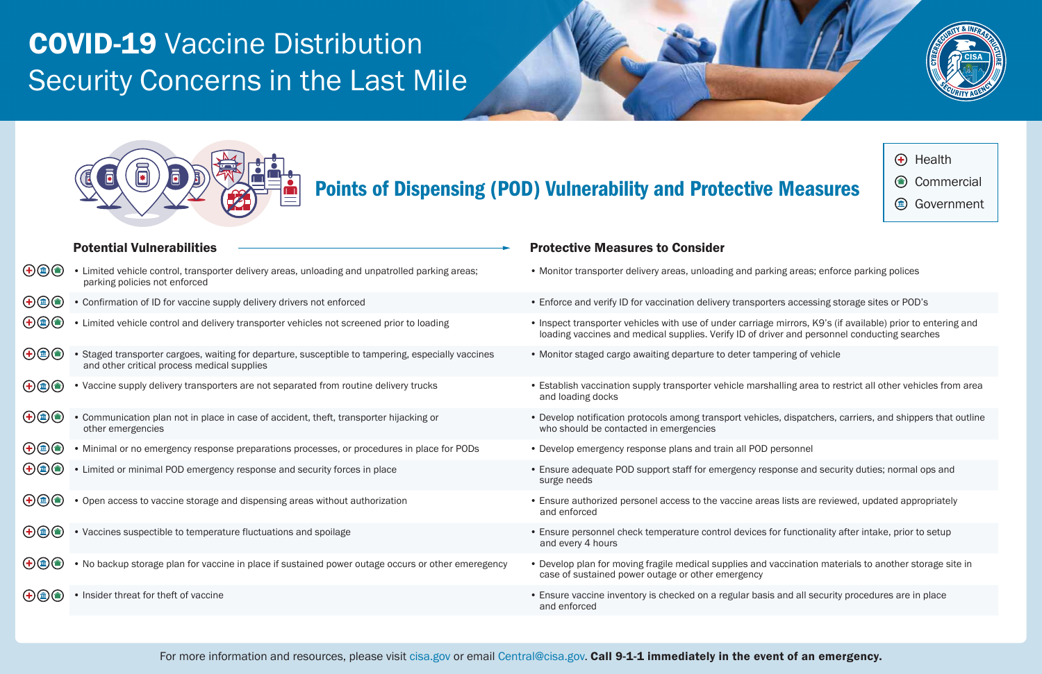# **COVID-19** Vaccine Distribution Security Concerns in the Last Mile

## Points of Dispensing (POD) Vulnerability and Protective Measures

Legend: Health | Commercial | Government

| Potential Vulnerabilities | Protective Measures to Consider |
|---|---|
| • Limited vehicle control, transporter delivery areas, unloading and unpatrolled parking areas; parking policies not enforced | • Monitor transporter delivery areas, unloading and parking areas; enforce parking polices |
| • Confirmation of ID for vaccine supply delivery drivers not enforced | • Enforce and verify ID for vaccination delivery transporters accessing storage sites or POD's |
| • Limited vehicle control and delivery transporter vehicles not screened prior to loading | • Inspect transporter vehicles with use of under carriage mirrors, K9's (if available) prior to entering and loading vaccines and medical supplies. Verify ID of driver and personnel conducting searches |
| • Staged transporter cargoes, waiting for departure, susceptible to tampering, especially vaccines and other critical process medical supplies | • Monitor staged cargo awaiting departure to deter tampering of vehicle |
| • Vaccine supply delivery transporters are not separated from routine delivery trucks | • Establish vaccination supply transporter vehicle marshalling area to restrict all other vehicles from area and loading docks |
| • Communication plan not in place in case of accident, theft, transporter hijacking or other emergencies | • Develop notification protocols among transport vehicles, dispatchers, carriers, and shippers that outline who should be contacted in emergencies |
| • Minimal or no emergency response preparations processes, or procedures in place for PODs | • Develop emergency response plans and train all POD personnel |
| • Limited or minimal POD emergency response and security forces in place | • Ensure adequate POD support staff for emergency response and security duties; normal ops and surge needs |
| • Open access to vaccine storage and dispensing areas without authorization | • Ensure authorized personel access to the vaccine areas lists are reviewed, updated appropriately and enforced |
| • Vaccines suspectible to temperature fluctuations and spoilage | • Ensure personnel check temperature control devices for functionality after intake, prior to setup and every 4 hours |
| • No backup storage plan for vaccine in place if sustained power outage occurs or other emeregency | • Develop plan for moving fragile medical supplies and vaccination materials to another storage site in case of sustained power outage or other emergency |
| • Insider threat for theft of vaccine | • Ensure vaccine inventory is checked on a regular basis and all security procedures are in place and enforced |

For more information and resources, please visit cisa.gov or email Central@cisa.gov. **Call 9-1-1 immediately in the event of an emergency.**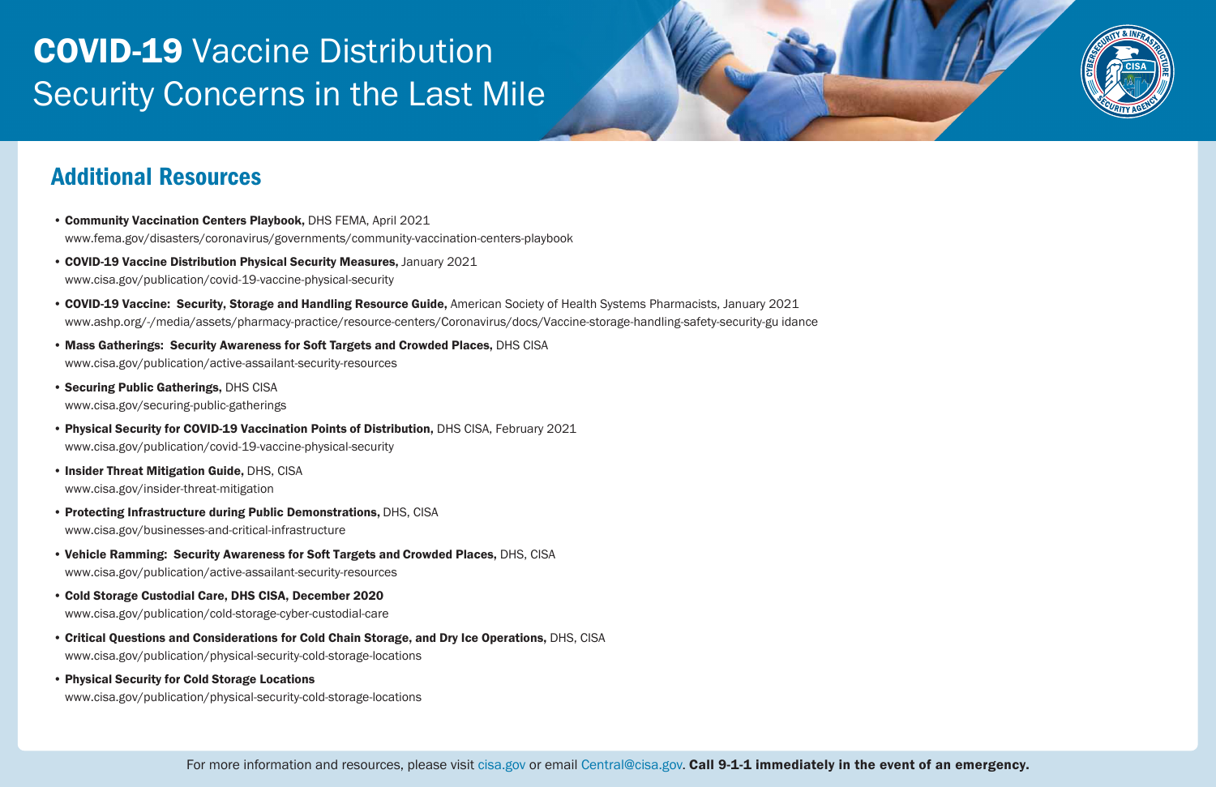# **COVID-19** Vaccine Distribution Security Concerns in the Last Mile

## Additional Resources

- **Community Vaccination Centers Playbook,** DHS FEMA, April 2021
  www.fema.gov/disasters/coronavirus/governments/community-vaccination-centers-playbook
- **COVID-19 Vaccine Distribution Physical Security Measures,** January 2021
  www.cisa.gov/publication/covid-19-vaccine-physical-security
- **COVID-19 Vaccine: Security, Storage and Handling Resource Guide,** American Society of Health Systems Pharmacists, January 2021
  www.ashp.org/-/media/assets/pharmacy-practice/resource-centers/Coronavirus/docs/Vaccine-storage-handling-safety-security-gu idance
- **Mass Gatherings: Security Awareness for Soft Targets and Crowded Places,** DHS CISA
  www.cisa.gov/publication/active-assailant-security-resources
- **Securing Public Gatherings,** DHS CISA
  www.cisa.gov/securing-public-gatherings
- **Physical Security for COVID-19 Vaccination Points of Distribution,** DHS CISA, February 2021
  www.cisa.gov/publication/covid-19-vaccine-physical-security
- **Insider Threat Mitigation Guide,** DHS, CISA
  www.cisa.gov/insider-threat-mitigation
- **Protecting Infrastructure during Public Demonstrations,** DHS, CISA
  www.cisa.gov/businesses-and-critical-infrastructure
- **Vehicle Ramming: Security Awareness for Soft Targets and Crowded Places,** DHS, CISA
  www.cisa.gov/publication/active-assailant-security-resources
- **Cold Storage Custodial Care, DHS CISA, December 2020**
  www.cisa.gov/publication/cold-storage-cyber-custodial-care
- **Critical Questions and Considerations for Cold Chain Storage, and Dry Ice Operations,** DHS, CISA
  www.cisa.gov/publication/physical-security-cold-storage-locations
- **Physical Security for Cold Storage Locations**
  www.cisa.gov/publication/physical-security-cold-storage-locations

For more information and resources, please visit cisa.gov or email Central@cisa.gov. **Call 9-1-1 immediately in the event of an emergency.**